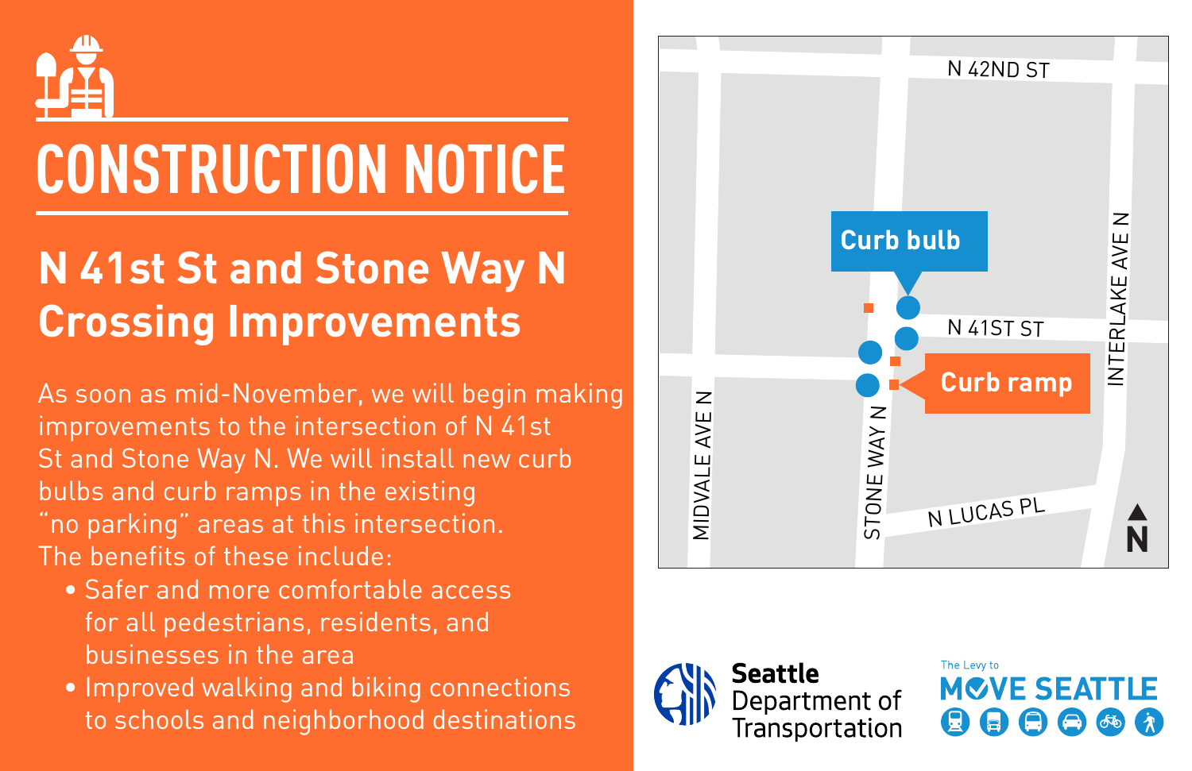# CONSTRUCTION NOTICE

## N 41st St and Stone Way N Crossing Improvements

As soon as mid-November, we will begin making improvements to the intersection of N 41st St and Stone Way N. We will install new curb bulbs and curb ramps in the existing "no parking" areas at this intersection. The benefits of these include:

- Safer and more comfortable access for all pedestrians, residents, and businesses in the area
- Improved walking and biking connections to schools and neighborhood destinations

N 42ND ST

Curb bulb

N 41ST ST

Curb ramp

INTERLAKE AVE N

MIDVALE AVE N

STONE WAY N

N LUCAS PL

N

Seattle Department of Transportation

The Levy to MOVE SEATTLE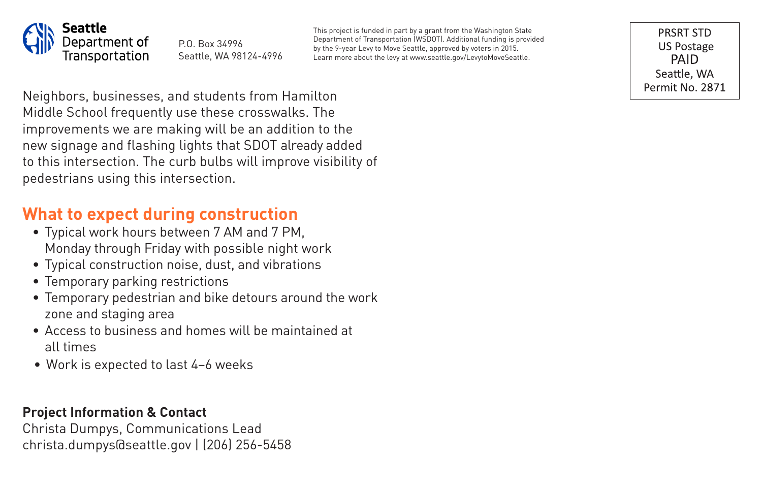**Seattle Department of Transportation**

P.O. Box 34996
Seattle, WA 98124-4996

This project is funded in part by a grant from the Washington State Department of Transportation (WSDOT). Additional funding is provided by the 9-year Levy to Move Seattle, approved by voters in 2015. Learn more about the levy at www.seattle.gov/LevytoMoveSeattle.

PRSRT STD
US Postage
PAID
Seattle, WA
Permit No. 2871

Neighbors, businesses, and students from Hamilton Middle School frequently use these crosswalks. The improvements we are making will be an addition to the new signage and flashing lights that SDOT already added to this intersection. The curb bulbs will improve visibility of pedestrians using this intersection.

## What to expect during construction

- Typical work hours between 7 AM and 7 PM, Monday through Friday with possible night work
- Typical construction noise, dust, and vibrations
- Temporary parking restrictions
- Temporary pedestrian and bike detours around the work zone and staging area
- Access to business and homes will be maintained at all times
- Work is expected to last 4–6 weeks

**Project Information & Contact**

Christa Dumpys, Communications Lead
christa.dumpys@seattle.gov | (206) 256-5458